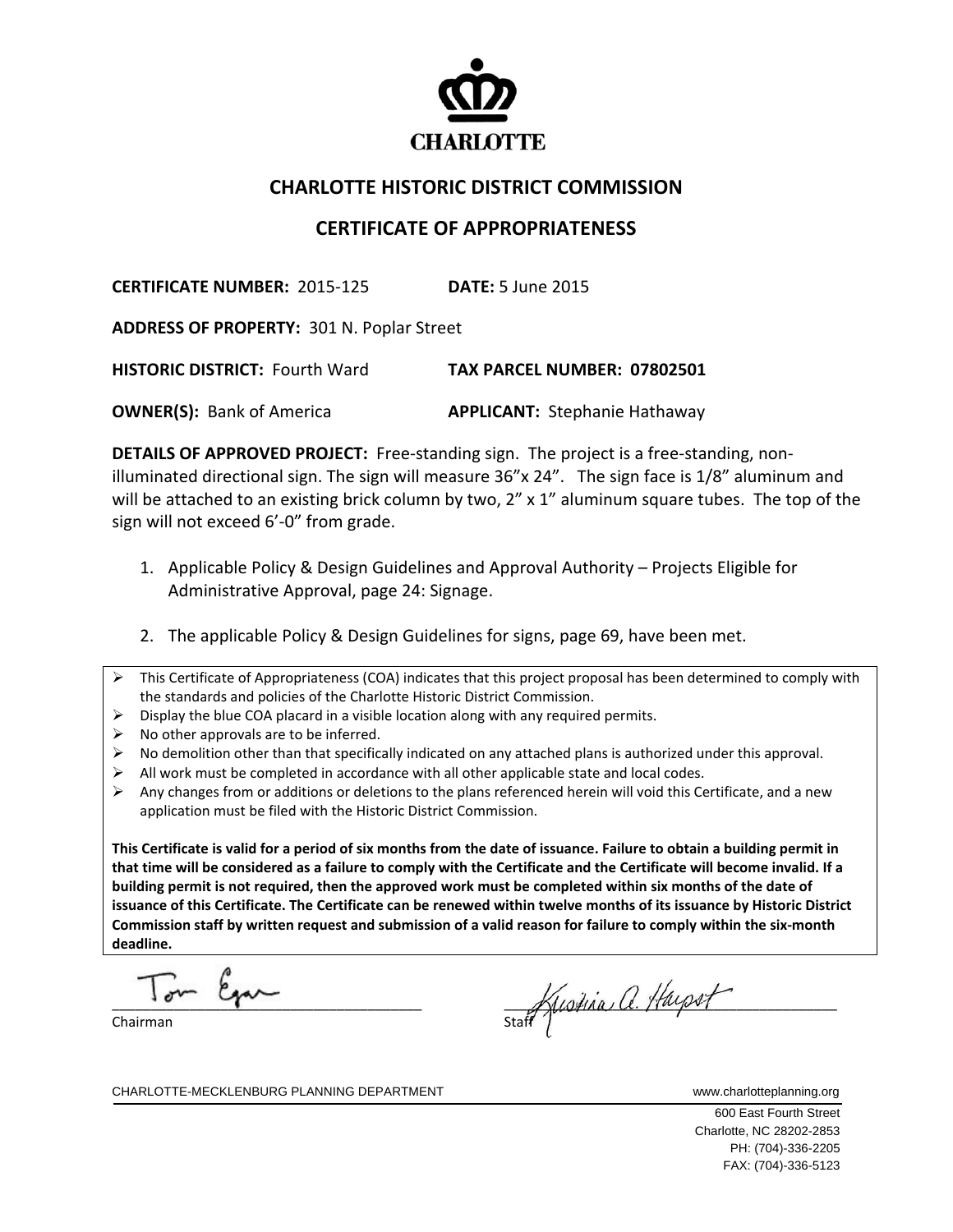CHARLOTTE

## CHARLOTTE HISTORIC DISTRICT COMMISSION

## CERTIFICATE OF APPROPRIATENESS

**CERTIFICATE NUMBER:** 2015-125 **DATE:** 5 June 2015

**ADDRESS OF PROPERTY:** 301 N. Poplar Street

**HISTORIC DISTRICT:** Fourth Ward **TAX PARCEL NUMBER: 07802501**

**OWNER(S):** Bank of America **APPLICANT:** Stephanie Hathaway

**DETAILS OF APPROVED PROJECT:** Free-standing sign. The project is a free-standing, non-illuminated directional sign. The sign will measure 36"x 24". The sign face is 1/8" aluminum and will be attached to an existing brick column by two, 2" x 1" aluminum square tubes. The top of the sign will not exceed 6'-0" from grade.

1. Applicable Policy & Design Guidelines and Approval Authority – Projects Eligible for Administrative Approval, page 24: Signage.

2. The applicable Policy & Design Guidelines for signs, page 69, have been met.

- This Certificate of Appropriateness (COA) indicates that this project proposal has been determined to comply with the standards and policies of the Charlotte Historic District Commission.
- Display the blue COA placard in a visible location along with any required permits.
- No other approvals are to be inferred.
- No demolition other than that specifically indicated on any attached plans is authorized under this approval.
- All work must be completed in accordance with all other applicable state and local codes.
- Any changes from or additions or deletions to the plans referenced herein will void this Certificate, and a new application must be filed with the Historic District Commission.

**This Certificate is valid for a period of six months from the date of issuance. Failure to obtain a building permit in that time will be considered as a failure to comply with the Certificate and the Certificate will become invalid. If a building permit is not required, then the approved work must be completed within six months of the date of issuance of this Certificate. The Certificate can be renewed within twelve months of its issuance by Historic District Commission staff by written request and submission of a valid reason for failure to comply within the six-month deadline.**

Tom Egan
Chairman

Kristina A. Harpst
Staff

CHARLOTTE-MECKLENBURG PLANNING DEPARTMENT www.charlotteplanning.org

600 East Fourth Street
Charlotte, NC 28202-2853
PH: (704)-336-2205
FAX: (704)-336-5123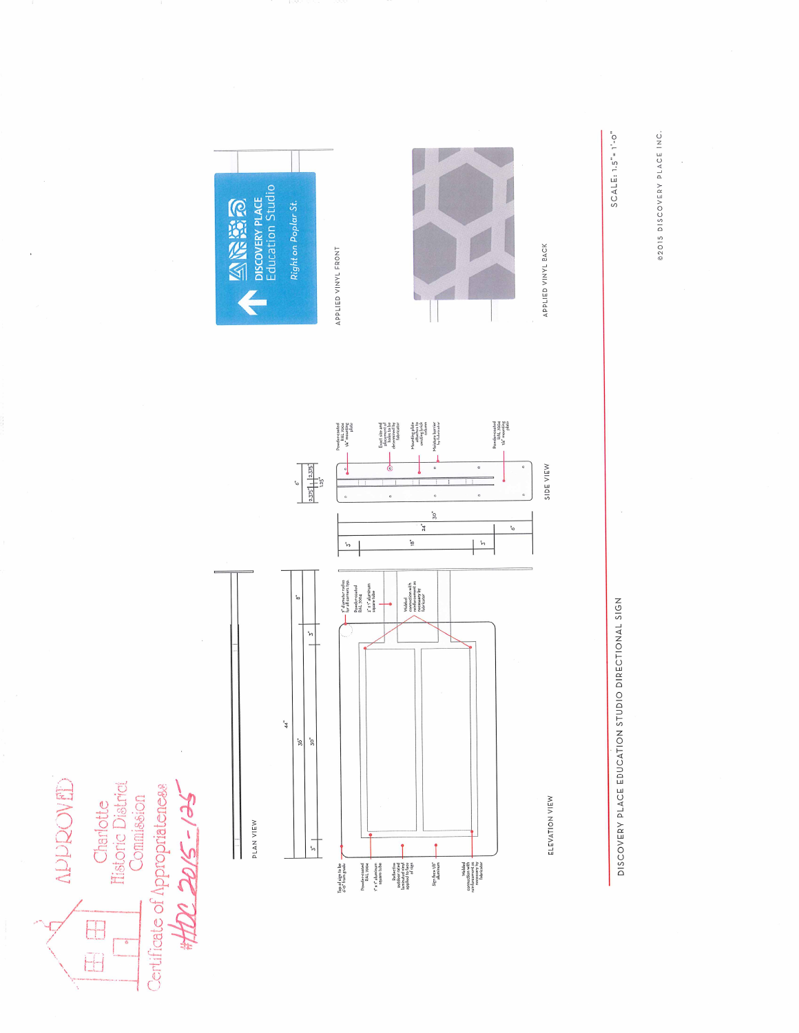APPROVED

Charlotte Historic District Commission

Certificate of Appropriateness

#HDC 2015-125

PLAN VIEW

44"

36"

30"

8"

3"

3"

ELEVATION VIEW

Top of sign to be 6'-0" from grade

Powdercoated RAL 7004

1" x 1" aluminum square tube

Reflective outdoor rated laminated vinyl applied to face of sign

Sign face 1/8" aluminum

Welded connection with reinforcement as necessary by fabricator

3" diameter radius for all corners typ.

Powdercoated RAL 7004

2" x 2" aluminum square tube

Welded connection with reinforcement as necessary by fabricator

30"

24"

18"

3"

3"

6"

6"

2.375"

2.375"

1.25"

Powdercoated RAL 7004 1/4" mounting plate

Exact size and placement of holes to be determined by fabricator

Mounting plate attaches to existing sign column

Moisture barrier by fabricator

Powdercoated RAL 7004 1/4" mounting plate

SIDE VIEW

DISCOVERY PLACE Education Studio

Right on Poplar St.

APPLIED VINYL FRONT

APPLIED VINYL BACK

DISCOVERY PLACE EDUCATION STUDIO DIRECTIONAL SIGN

SCALE: 1.5" = 1'-0"

©2015 DISCOVERY PLACE INC.